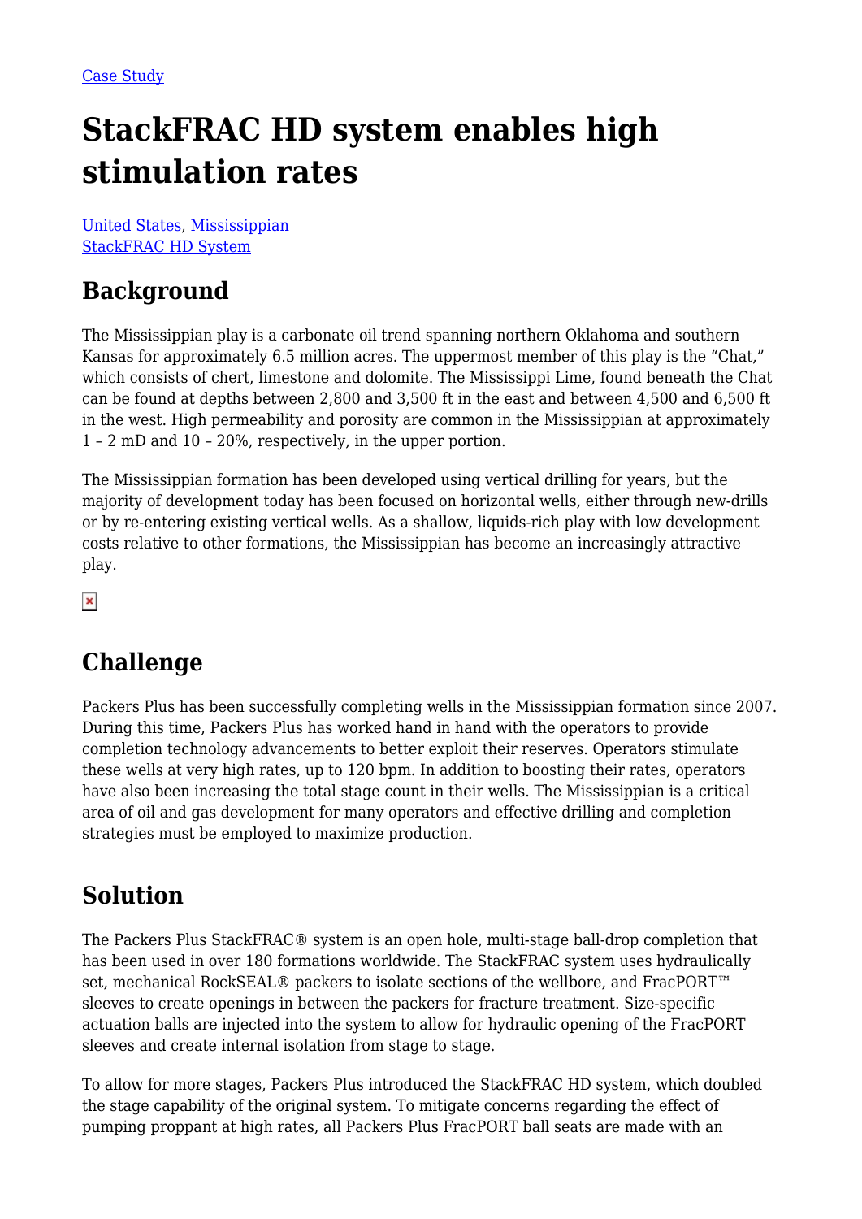Case Study

# StackFRAC HD system enables high stimulation rates

United States, Mississippian
StackFRAC HD System

## Background

The Mississippian play is a carbonate oil trend spanning northern Oklahoma and southern Kansas for approximately 6.5 million acres. The uppermost member of this play is the "Chat," which consists of chert, limestone and dolomite. The Mississippi Lime, found beneath the Chat can be found at depths between 2,800 and 3,500 ft in the east and between 4,500 and 6,500 ft in the west. High permeability and porosity are common in the Mississippian at approximately 1 – 2 mD and 10 – 20%, respectively, in the upper portion.

The Mississippian formation has been developed using vertical drilling for years, but the majority of development today has been focused on horizontal wells, either through new-drills or by re-entering existing vertical wells. As a shallow, liquids-rich play with low development costs relative to other formations, the Mississippian has become an increasingly attractive play.

## Challenge

Packers Plus has been successfully completing wells in the Mississippian formation since 2007. During this time, Packers Plus has worked hand in hand with the operators to provide completion technology advancements to better exploit their reserves. Operators stimulate these wells at very high rates, up to 120 bpm. In addition to boosting their rates, operators have also been increasing the total stage count in their wells. The Mississippian is a critical area of oil and gas development for many operators and effective drilling and completion strategies must be employed to maximize production.

## Solution

The Packers Plus StackFRAC® system is an open hole, multi-stage ball-drop completion that has been used in over 180 formations worldwide. The StackFRAC system uses hydraulically set, mechanical RockSEAL® packers to isolate sections of the wellbore, and FracPORT™ sleeves to create openings in between the packers for fracture treatment. Size-specific actuation balls are injected into the system to allow for hydraulic opening of the FracPORT sleeves and create internal isolation from stage to stage.

To allow for more stages, Packers Plus introduced the StackFRAC HD system, which doubled the stage capability of the original system. To mitigate concerns regarding the effect of pumping proppant at high rates, all Packers Plus FracPORT ball seats are made with an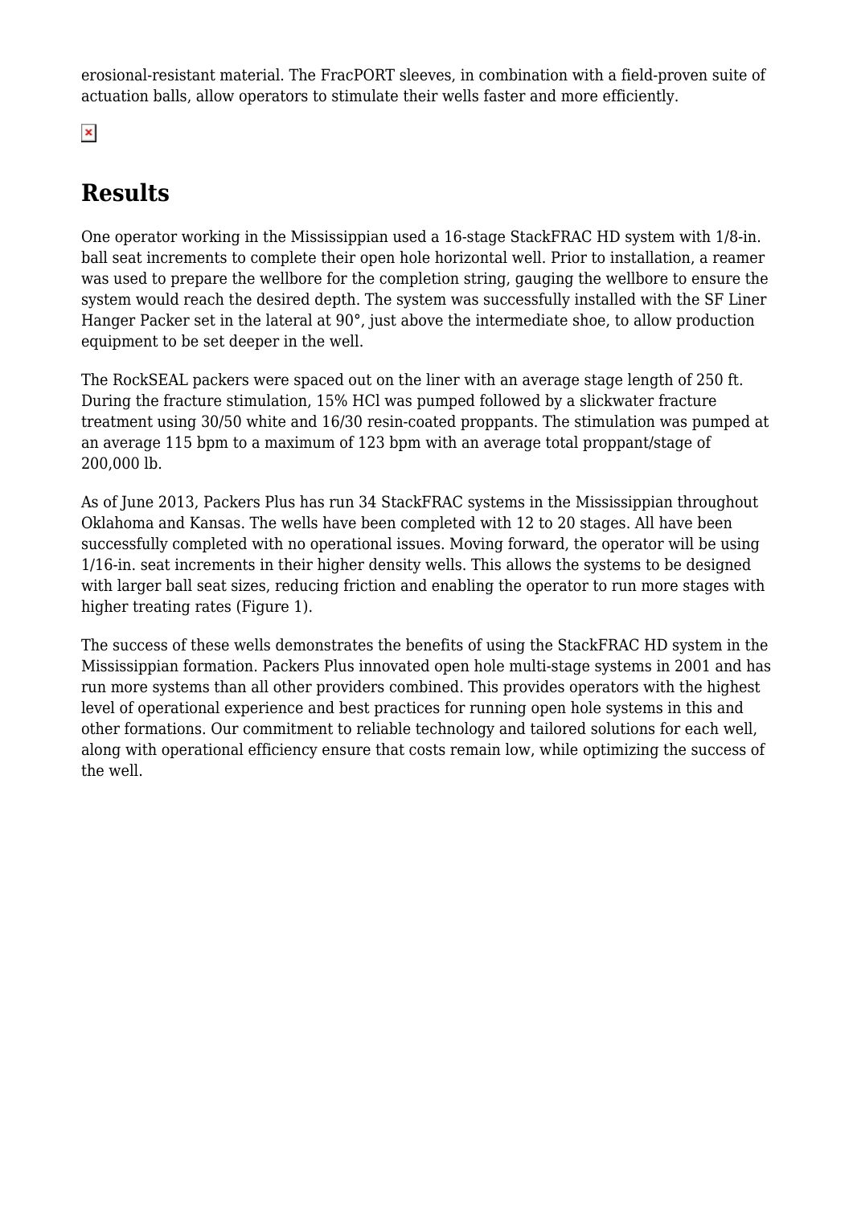erosional-resistant material. The FracPORT sleeves, in combination with a field-proven suite of actuation balls, allow operators to stimulate their wells faster and more efficiently.

## Results

One operator working in the Mississippian used a 16-stage StackFRAC HD system with 1/8-in. ball seat increments to complete their open hole horizontal well. Prior to installation, a reamer was used to prepare the wellbore for the completion string, gauging the wellbore to ensure the system would reach the desired depth. The system was successfully installed with the SF Liner Hanger Packer set in the lateral at 90°, just above the intermediate shoe, to allow production equipment to be set deeper in the well.

The RockSEAL packers were spaced out on the liner with an average stage length of 250 ft. During the fracture stimulation, 15% HCl was pumped followed by a slickwater fracture treatment using 30/50 white and 16/30 resin-coated proppants. The stimulation was pumped at an average 115 bpm to a maximum of 123 bpm with an average total proppant/stage of 200,000 lb.

As of June 2013, Packers Plus has run 34 StackFRAC systems in the Mississippian throughout Oklahoma and Kansas. The wells have been completed with 12 to 20 stages. All have been successfully completed with no operational issues. Moving forward, the operator will be using 1/16-in. seat increments in their higher density wells. This allows the systems to be designed with larger ball seat sizes, reducing friction and enabling the operator to run more stages with higher treating rates (Figure 1).

The success of these wells demonstrates the benefits of using the StackFRAC HD system in the Mississippian formation. Packers Plus innovated open hole multi-stage systems in 2001 and has run more systems than all other providers combined. This provides operators with the highest level of operational experience and best practices for running open hole systems in this and other formations. Our commitment to reliable technology and tailored solutions for each well, along with operational efficiency ensure that costs remain low, while optimizing the success of the well.